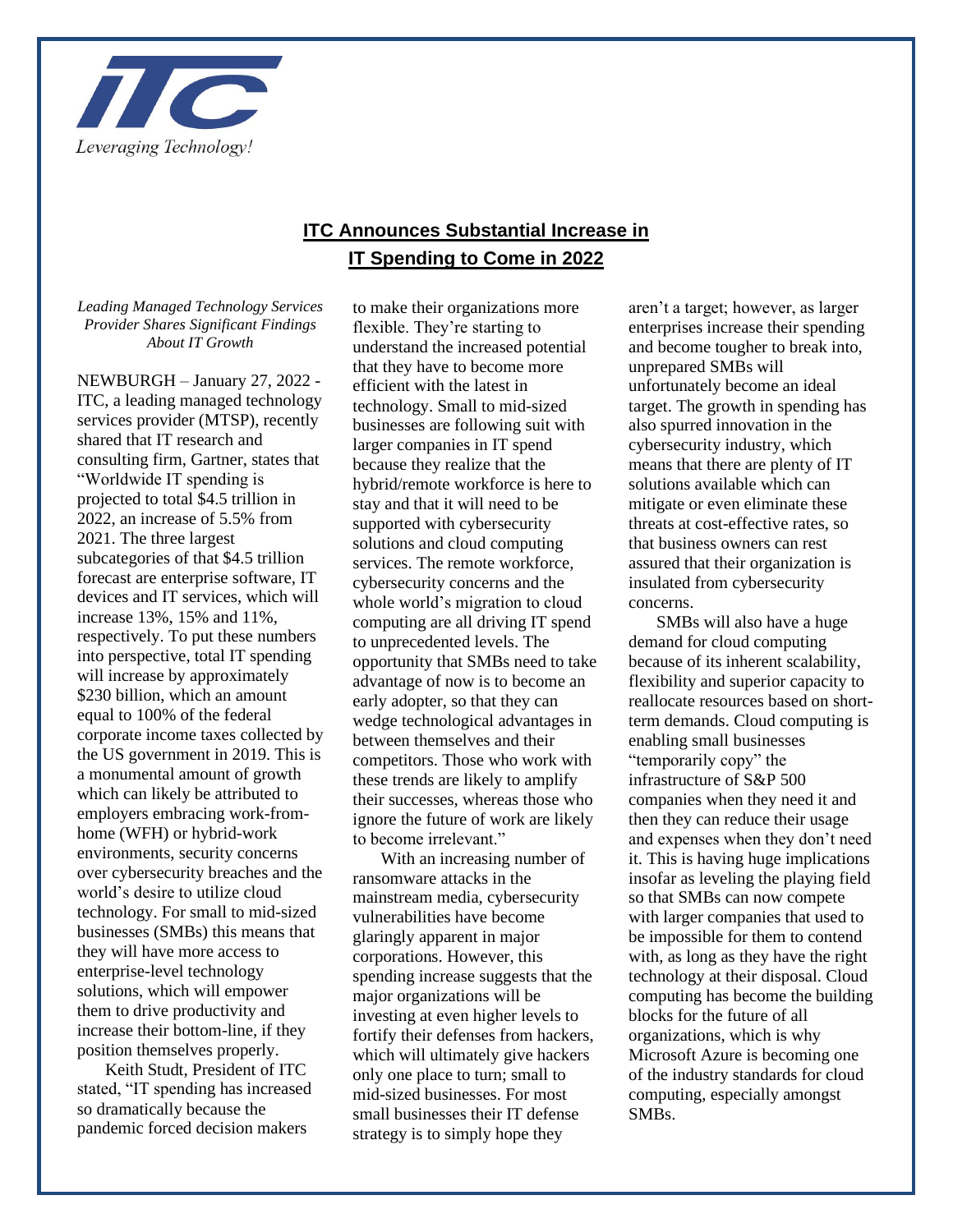ITC

*Leveraging Technology!*

# ITC Announces Substantial Increase in IT Spending to Come in 2022

*Leading Managed Technology Services Provider Shares Significant Findings About IT Growth*

NEWBURGH – January 27, 2022 - ITC, a leading managed technology services provider (MTSP), recently shared that IT research and consulting firm, Gartner, states that "Worldwide IT spending is projected to total $4.5 trillion in 2022, an increase of 5.5% from 2021. The three largest subcategories of that $4.5 trillion forecast are enterprise software, IT devices and IT services, which will increase 13%, 15% and 11%, respectively. To put these numbers into perspective, total IT spending will increase by approximately $230 billion, which an amount equal to 100% of the federal corporate income taxes collected by the US government in 2019. This is a monumental amount of growth which can likely be attributed to employers embracing work-from-home (WFH) or hybrid-work environments, security concerns over cybersecurity breaches and the world's desire to utilize cloud technology. For small to mid-sized businesses (SMBs) this means that they will have more access to enterprise-level technology solutions, which will empower them to drive productivity and increase their bottom-line, if they position themselves properly.

Keith Studt, President of ITC stated, "IT spending has increased so dramatically because the pandemic forced decision makers to make their organizations more flexible. They're starting to understand the increased potential that they have to become more efficient with the latest in technology. Small to mid-sized businesses are following suit with larger companies in IT spend because they realize that the hybrid/remote workforce is here to stay and that it will need to be supported with cybersecurity solutions and cloud computing services. The remote workforce, cybersecurity concerns and the whole world's migration to cloud computing are all driving IT spend to unprecedented levels. The opportunity that SMBs need to take advantage of now is to become an early adopter, so that they can wedge technological advantages in between themselves and their competitors. Those who work with these trends are likely to amplify their successes, whereas those who ignore the future of work are likely to become irrelevant."

With an increasing number of ransomware attacks in the mainstream media, cybersecurity vulnerabilities have become glaringly apparent in major corporations. However, this spending increase suggests that the major organizations will be investing at even higher levels to fortify their defenses from hackers, which will ultimately give hackers only one place to turn; small to mid-sized businesses. For most small businesses their IT defense strategy is to simply hope they aren't a target; however, as larger enterprises increase their spending and become tougher to break into, unprepared SMBs will unfortunately become an ideal target. The growth in spending has also spurred innovation in the cybersecurity industry, which means that there are plenty of IT solutions available which can mitigate or even eliminate these threats at cost-effective rates, so that business owners can rest assured that their organization is insulated from cybersecurity concerns.

SMBs will also have a huge demand for cloud computing because of its inherent scalability, flexibility and superior capacity to reallocate resources based on short-term demands. Cloud computing is enabling small businesses "temporarily copy" the infrastructure of S&P 500 companies when they need it and then they can reduce their usage and expenses when they don't need it. This is having huge implications insofar as leveling the playing field so that SMBs can now compete with larger companies that used to be impossible for them to contend with, as long as they have the right technology at their disposal. Cloud computing has become the building blocks for the future of all organizations, which is why Microsoft Azure is becoming one of the industry standards for cloud computing, especially amongst SMBs.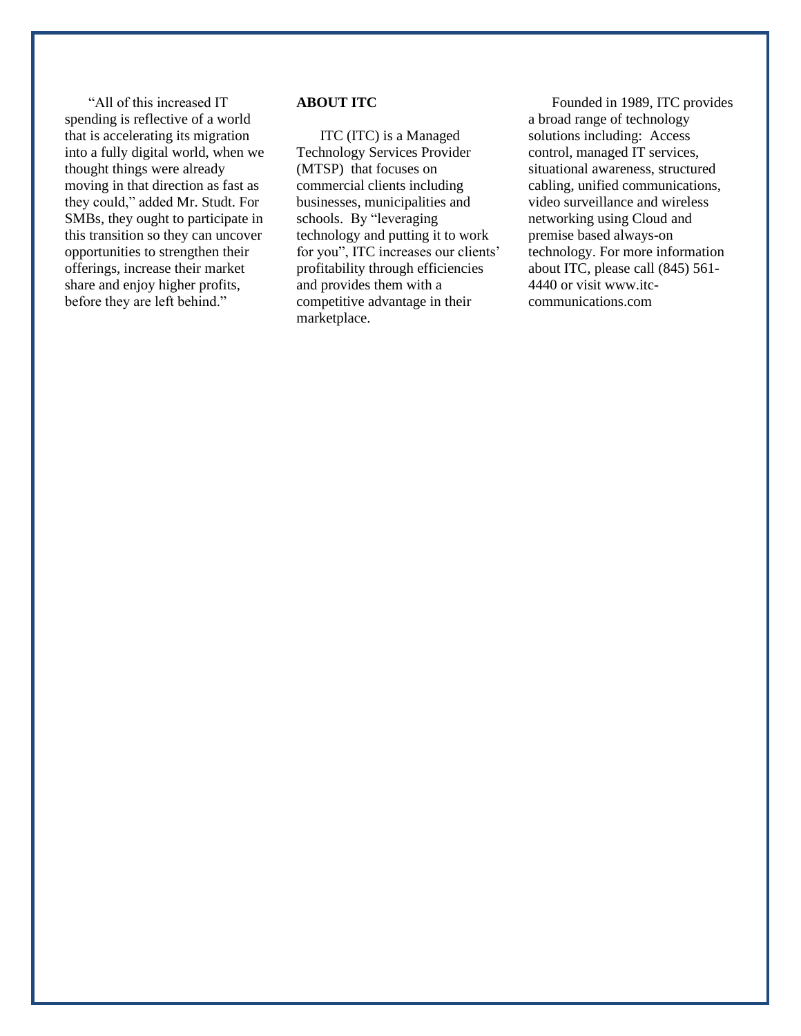"All of this increased IT spending is reflective of a world that is accelerating its migration into a fully digital world, when we thought things were already moving in that direction as fast as they could," added Mr. Studt. For SMBs, they ought to participate in this transition so they can uncover opportunities to strengthen their offerings, increase their market share and enjoy higher profits, before they are left behind."

**ABOUT ITC**

ITC (ITC) is a Managed Technology Services Provider (MTSP) that focuses on commercial clients including businesses, municipalities and schools. By "leveraging technology and putting it to work for you", ITC increases our clients' profitability through efficiencies and provides them with a competitive advantage in their marketplace.

Founded in 1989, ITC provides a broad range of technology solutions including: Access control, managed IT services, situational awareness, structured cabling, unified communications, video surveillance and wireless networking using Cloud and premise based always-on technology. For more information about ITC, please call (845) 561-4440 or visit www.itc-communications.com